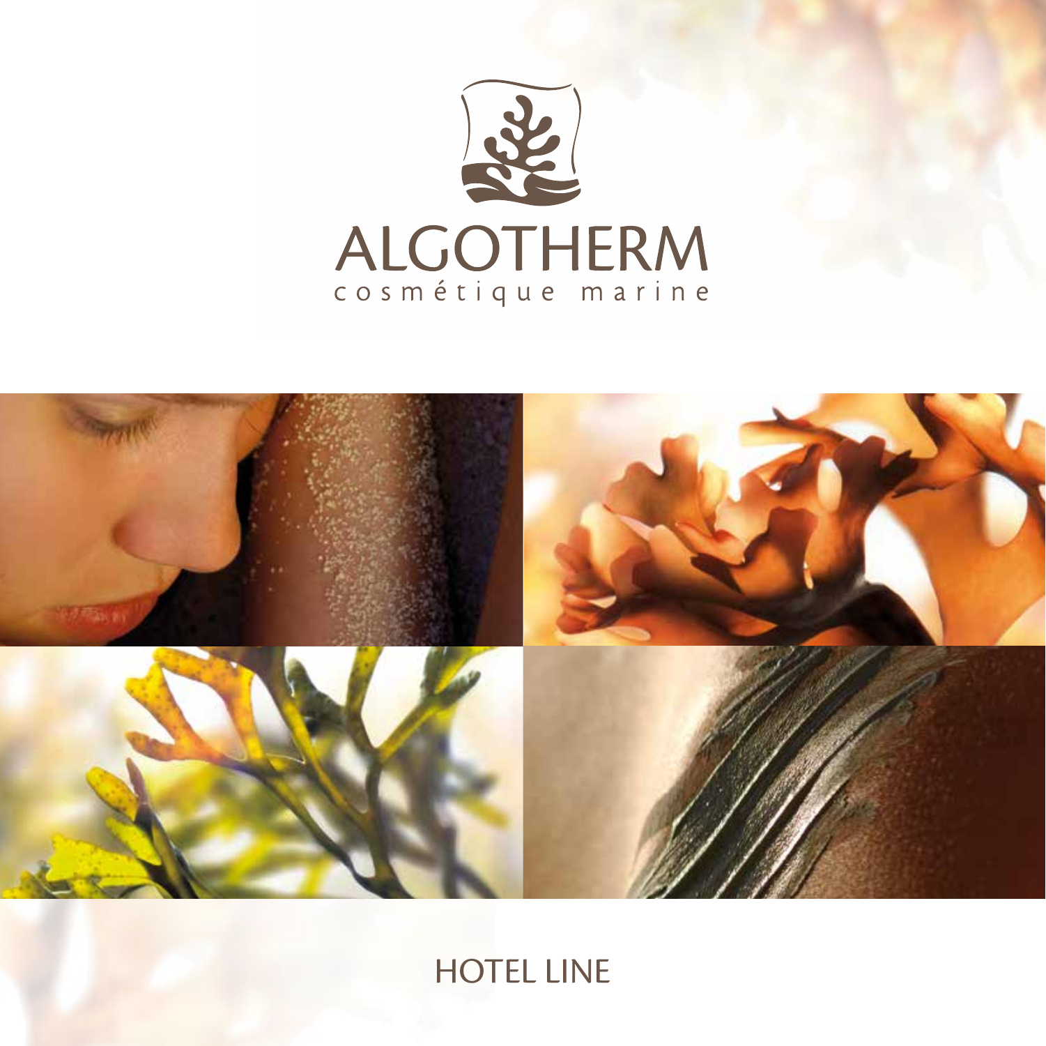# ALGOTHERM

cosmétique marine

## HOTEL LINE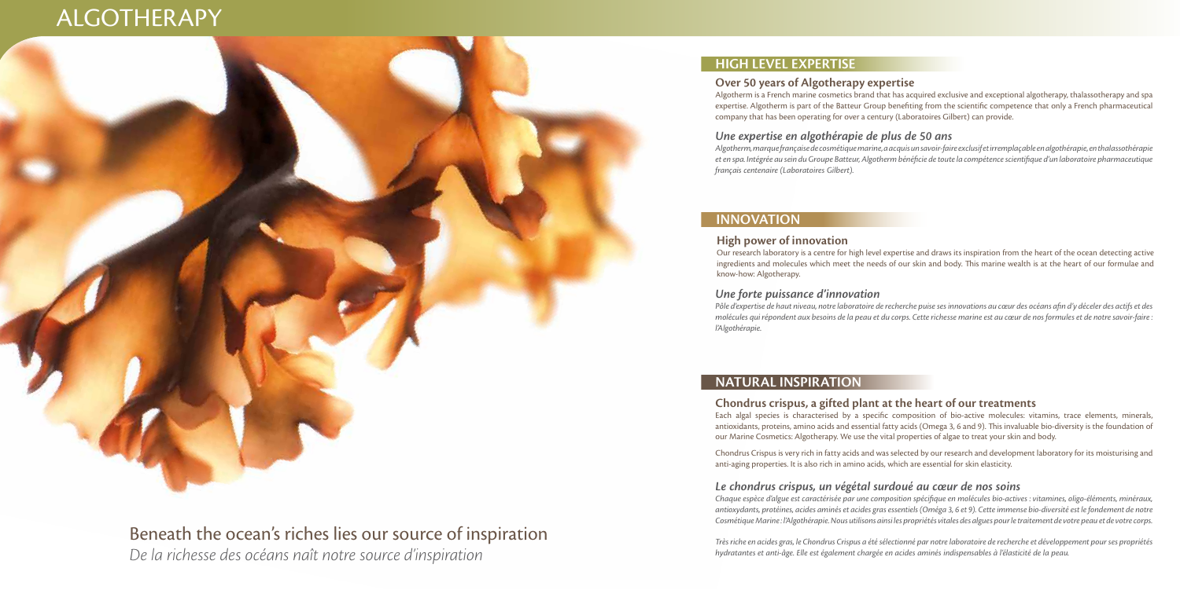# ALGOTHERAPY

## HIGH LEVEL EXPERTISE

### Over 50 years of Algotherapy expertise

Algotherm is a French marine cosmetics brand that has acquired exclusive and exceptional algotherapy, thalassotherapy and spa expertise. Algotherm is part of the Batteur Group benefiting from the scientific competence that only a French pharmaceutical company that has been operating for over a century (Laboratoires Gilbert) can provide.

### *Une expertise en algothérapie de plus de 50 ans*

*Algotherm, marque française de cosmétique marine, a acquis un savoir-faire exclusif et irremplaçable en algothérapie, en thalassothérapie et en spa. Intégrée au sein du Groupe Batteur, Algotherm bénéficie de toute la compétence scientifique d'un laboratoire pharmaceutique français centenaire (Laboratoires Gilbert).*

## INNOVATION

### High power of innovation

Our research laboratory is a centre for high level expertise and draws its inspiration from the heart of the ocean detecting active ingredients and molecules which meet the needs of our skin and body. This marine wealth is at the heart of our formulae and know-how: Algotherapy.

### *Une forte puissance d'innovation*

*Pôle d'expertise de haut niveau, notre laboratoire de recherche puise ses innovations au cœur des océans afin d'y déceler des actifs et des molécules qui répondent aux besoins de la peau et du corps. Cette richesse marine est au cœur de nos formules et de notre savoir-faire : l'Algothérapie.*

## NATURAL INSPIRATION

### Chondrus crispus, a gifted plant at the heart of our treatments

Each algal species is characterised by a specific composition of bio-active molecules: vitamins, trace elements, minerals, antioxidants, proteins, amino acids and essential fatty acids (Omega 3, 6 and 9). This invaluable bio-diversity is the foundation of our Marine Cosmetics: Algotherapy. We use the vital properties of algae to treat your skin and body.

Chondrus Crispus is very rich in fatty acids and was selected by our research and development laboratory for its moisturising and anti-aging properties. It is also rich in amino acids, which are essential for skin elasticity.

### *Le chondrus crispus, un végétal surdoué au cœur de nos soins*

*Chaque espèce d'algue est caractérisée par une composition spécifique en molécules bio-actives : vitamines, oligo-éléments, minéraux, antioxydants, protéines, acides aminés et acides gras essentiels (Oméga 3, 6 et 9). Cette immense bio-diversité est le fondement de notre Cosmétique Marine : l'Algothérapie. Nous utilisons ainsi les propriétés vitales des algues pour le traitement de votre peau et de votre corps.*

*Très riche en acides gras, le Chondrus Crispus a été sélectionné par notre laboratoire de recherche et développement pour ses propriétés hydratantes et anti-âge. Elle est également chargée en acides aminés indispensables à l'élasticité de la peau.*

Beneath the ocean's riches lies our source of inspiration

*De la richesse des océans naît notre source d'inspiration*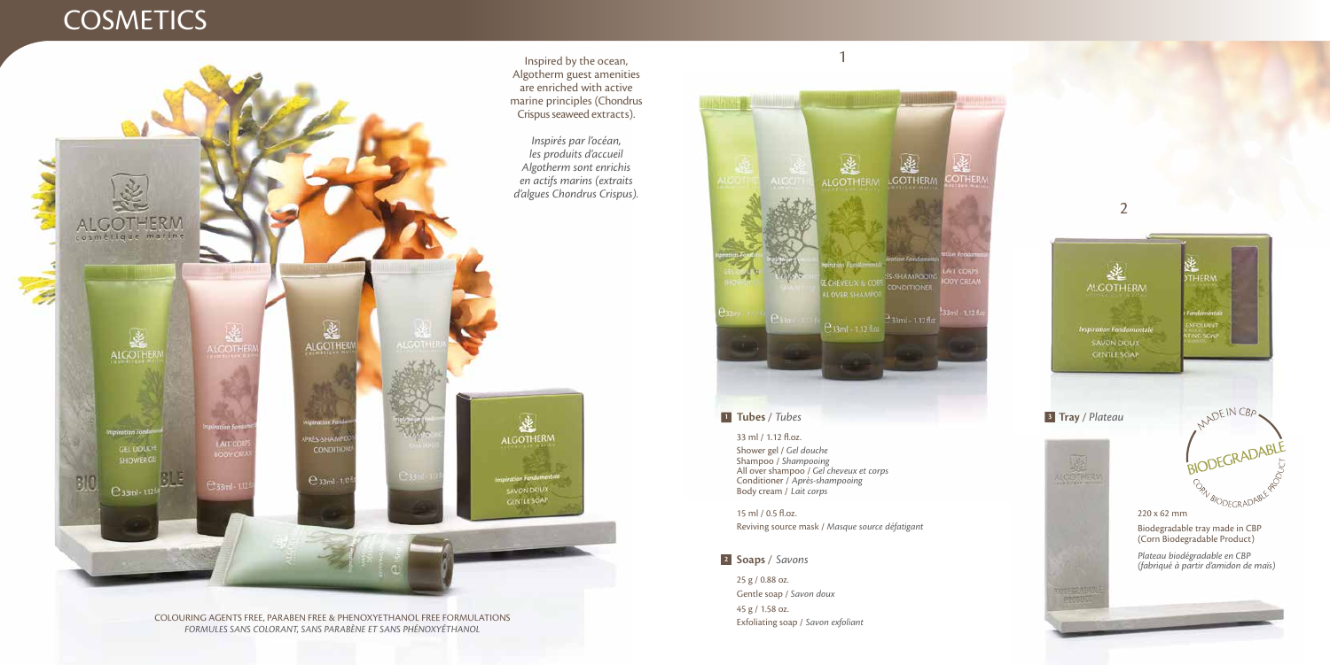# COSMETICS

Inspired by the ocean, Algotherm guest amenities are enriched with active marine principles (Chondrus Crispus seaweed extracts).

*Inspirés par l'océan, les produits d'accueil Algotherm sont enrichis en actifs marins (extraits d'algues Chondrus Crispus).*

COLOURING AGENTS FREE, PARABEN FREE & PHENOXYETHANOL FREE FORMULATIONS
*FORMULES SANS COLORANT, SANS PARABÈNE ET SANS PHÉNOXYÉTHANOL*

1

**1 Tubes** / *Tubes*

33 ml / 1.12 fl.oz.
Shower gel / *Gel douche*
Shampoo / *Shampooing*
All over shampoo / *Gel cheveux et corps*
Conditioner / *Après-shampooing*
Body cream / *Lait corps*

15 ml / 0.5 fl.oz.
Reviving source mask / *Masque source défatigant*

**2 Soaps** / *Savons*

25 g / 0.88 oz.
Gentle soap / *Savon doux*
45 g / 1.58 oz.
Exfoliating soap / *Savon exfoliant*

2

**3 Tray** / *Plateau*

MADE IN CBP
BIODEGRADABLE
CORN BIODEGRADABLE PRODUCT

220 x 62 mm

Biodegradable tray made in CBP (Corn Biodegradable Product)

*Plateau biodégradable en CBP (fabriqué à partir d'amidon de maïs)*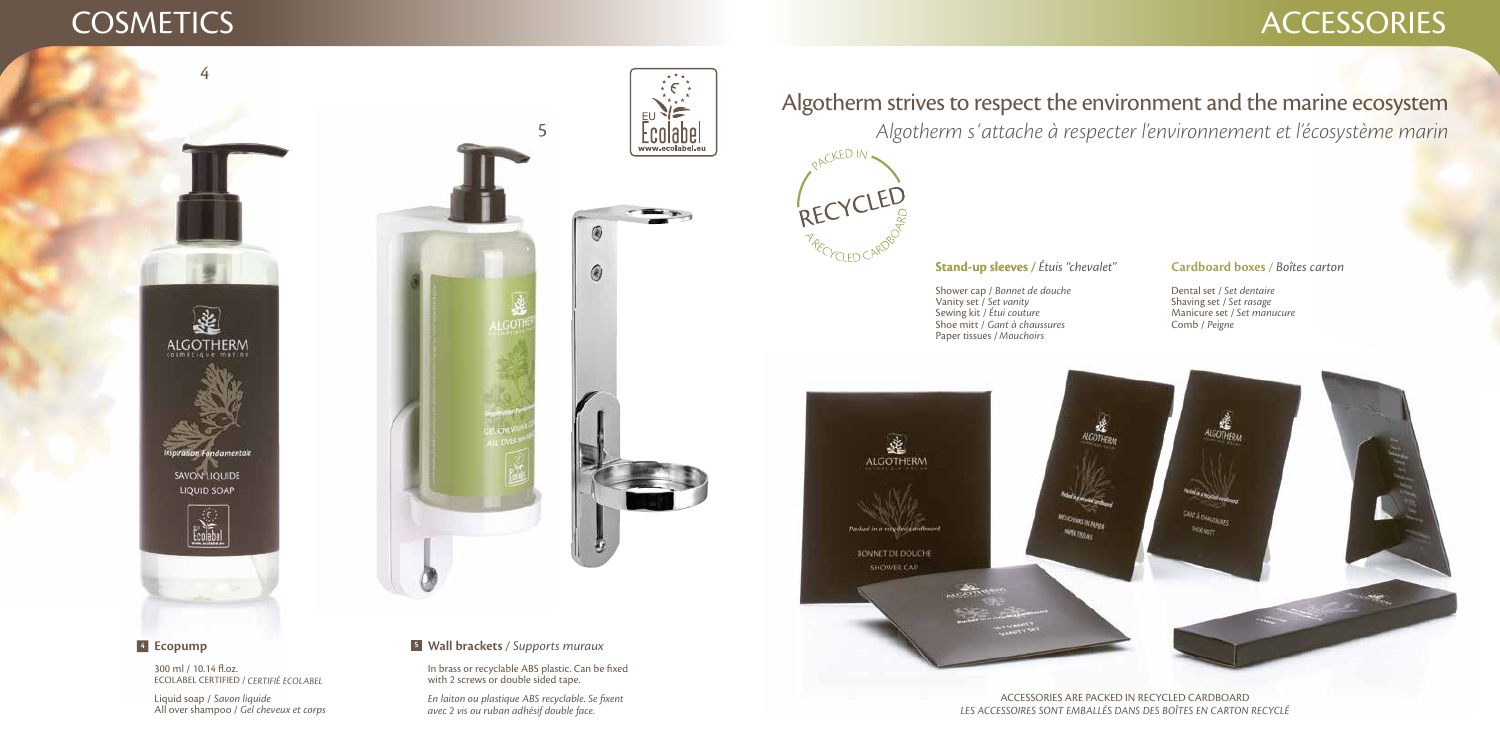# COSMETICS

**4 Ecopump**

300 ml / 10.14 fl.oz.
ECOLABEL CERTIFIED / *CERTIFIÉ ECOLABEL*

Liquid soap / *Savon liquide*
All over shampoo / *Gel cheveux et corps*

**5 Wall brackets** / *Supports muraux*

In brass or recyclable ABS plastic. Can be fixed with 2 screws or double sided tape.

*En laiton ou plastique ABS recyclable. Se fixent avec 2 vis ou ruban adhésif double face.*

# ACCESSORIES

## Algotherm strives to respect the environment and the marine ecosystem

*Algotherm s'attache à respecter l'environnement et l'écosystème marin*

PACKED IN RECYCLED A RECYCLED CARDBOARD

**Stand-up sleeves** / *Étuis "chevalet"*

- Shower cap / *Bonnet de douche*
- Vanity set / *Set vanity*
- Sewing kit / *Étui couture*
- Shoe mitt / *Gant à chaussures*
- Paper tissues / *Mouchoirs*

**Cardboard boxes** / *Boîtes carton*

- Dental set / *Set dentaire*
- Shaving set / *Set rasage*
- Manicure set / *Set manucure*
- Comb / *Peigne*

ACCESSORIES ARE PACKED IN RECYCLED CARDBOARD
*LES ACCESSOIRES SONT EMBALLÉS DANS DES BOÎTES EN CARTON RECYCLÉ*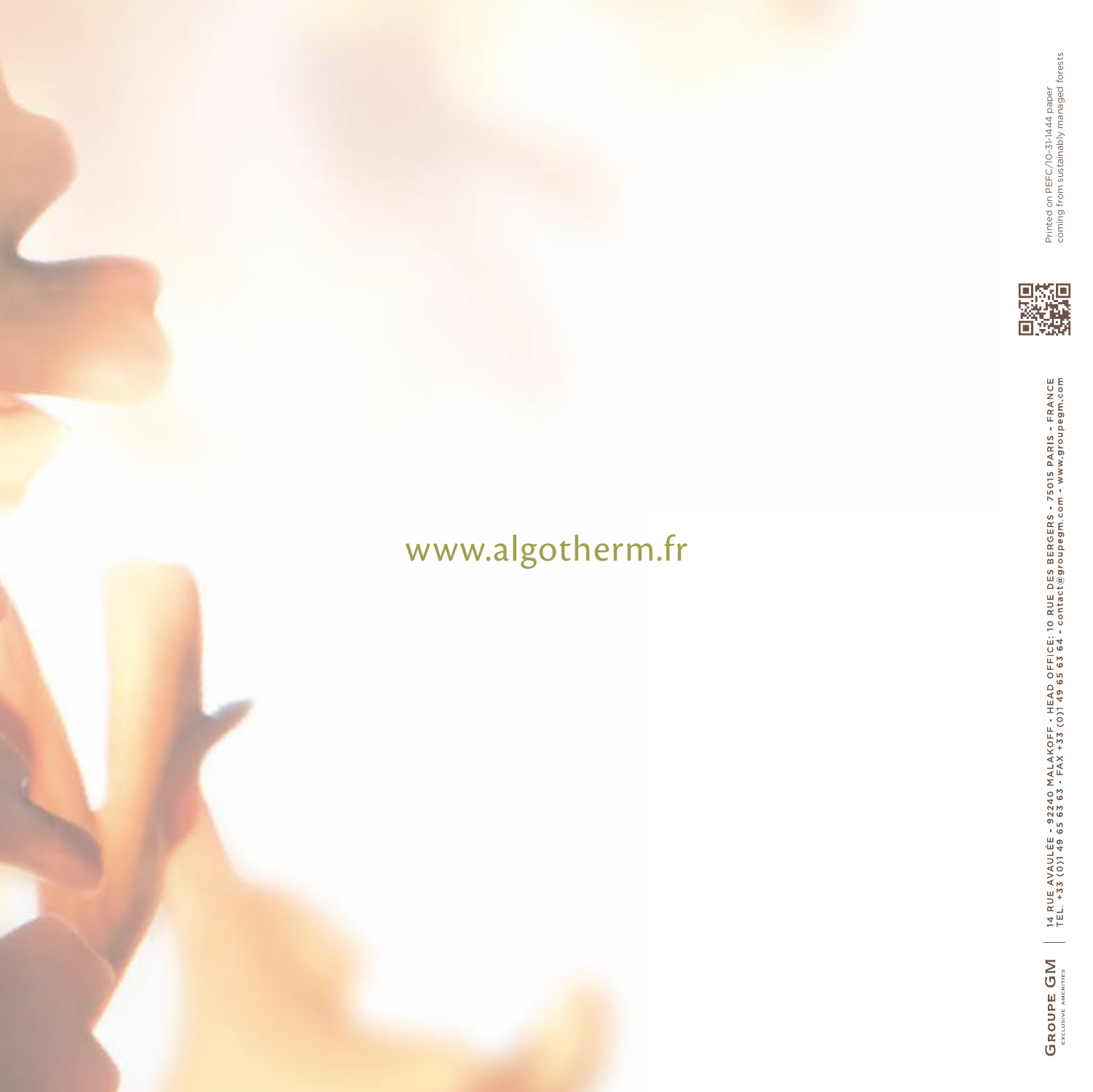www.algotherm.fr

GROUPE GM
EXCLUSIVE AMENITIES

14 RUE AVAULÉE - 92240 MALAKOFF - HEAD OFFICE: 10 RUE DES BERGERS - 75015 PARIS - FRANCE
TEL. +33 (0)1 49 65 63 63 - FAX +33 (0)1 49 65 63 64 - contact@groupegm.com - www.groupegm.com

Printed on PEFC/10-31-1444 paper
coming from sustainably managed forests